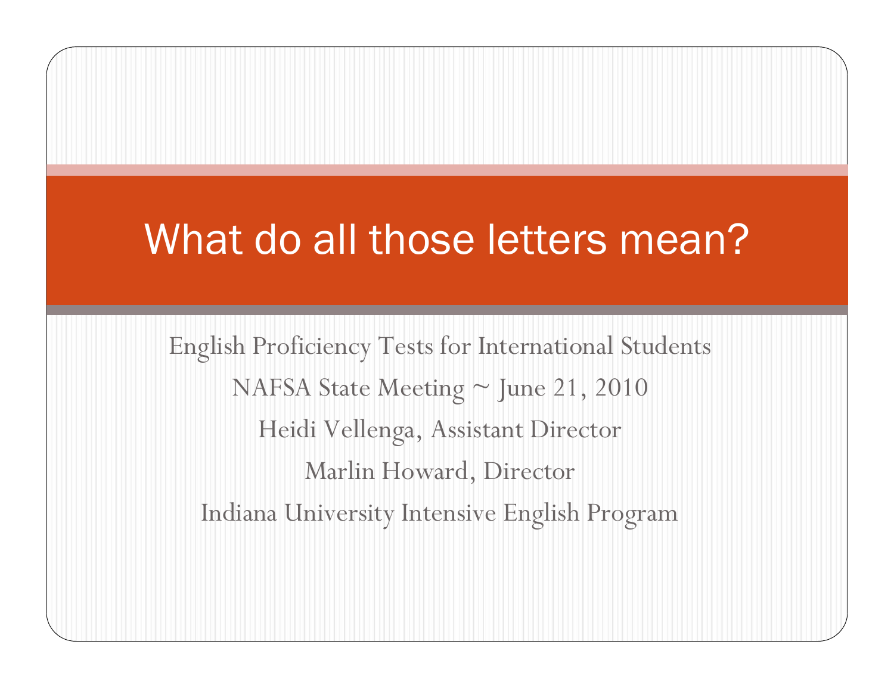# What do all those letters mean?

English Proficiency Tests for International Students

NAFSA State Meeting ~ June 21, 2010

Heidi Vellenga, Assistant Director

Marlin Howard, Director

Indiana University Intensive English Program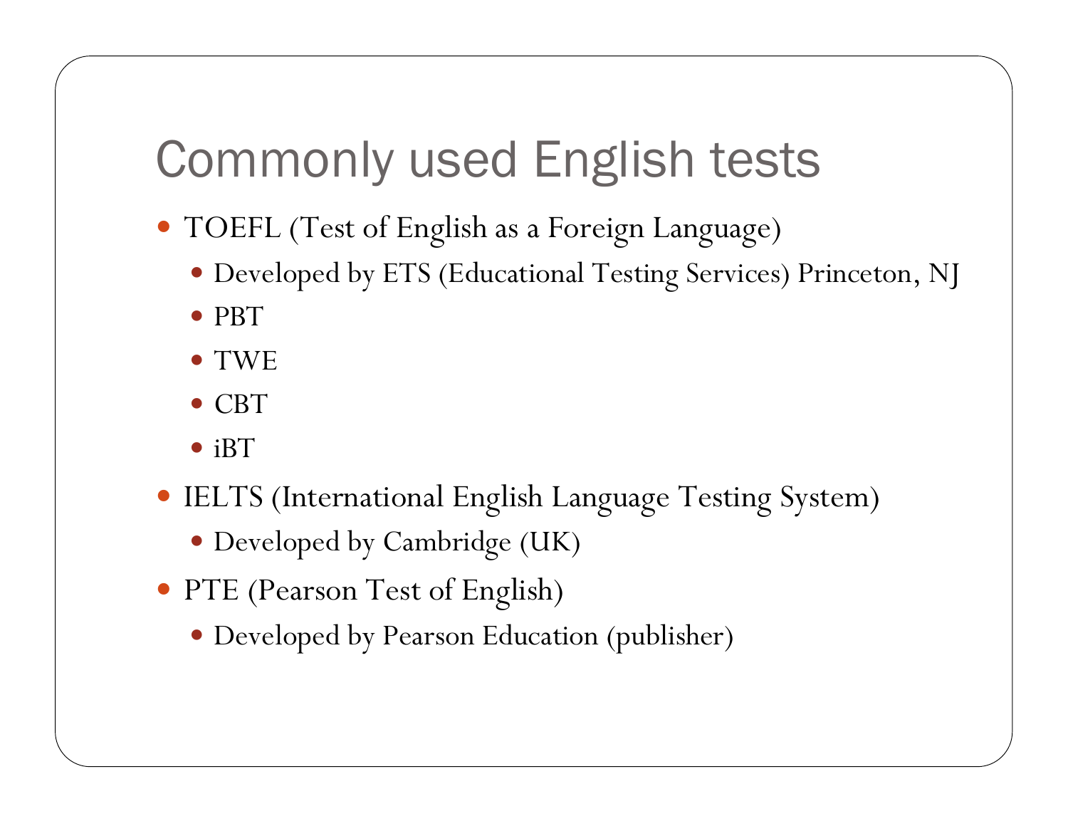# Commonly used English tests

- TOEFL (Test of English as a Foreign Language)
  - Developed by ETS (Educational Testing Services) Princeton, NJ
  - PBT
  - TWE
  - CBT
  - iBT
- IELTS (International English Language Testing System)
  - Developed by Cambridge (UK)
- PTE (Pearson Test of English)
  - Developed by Pearson Education (publisher)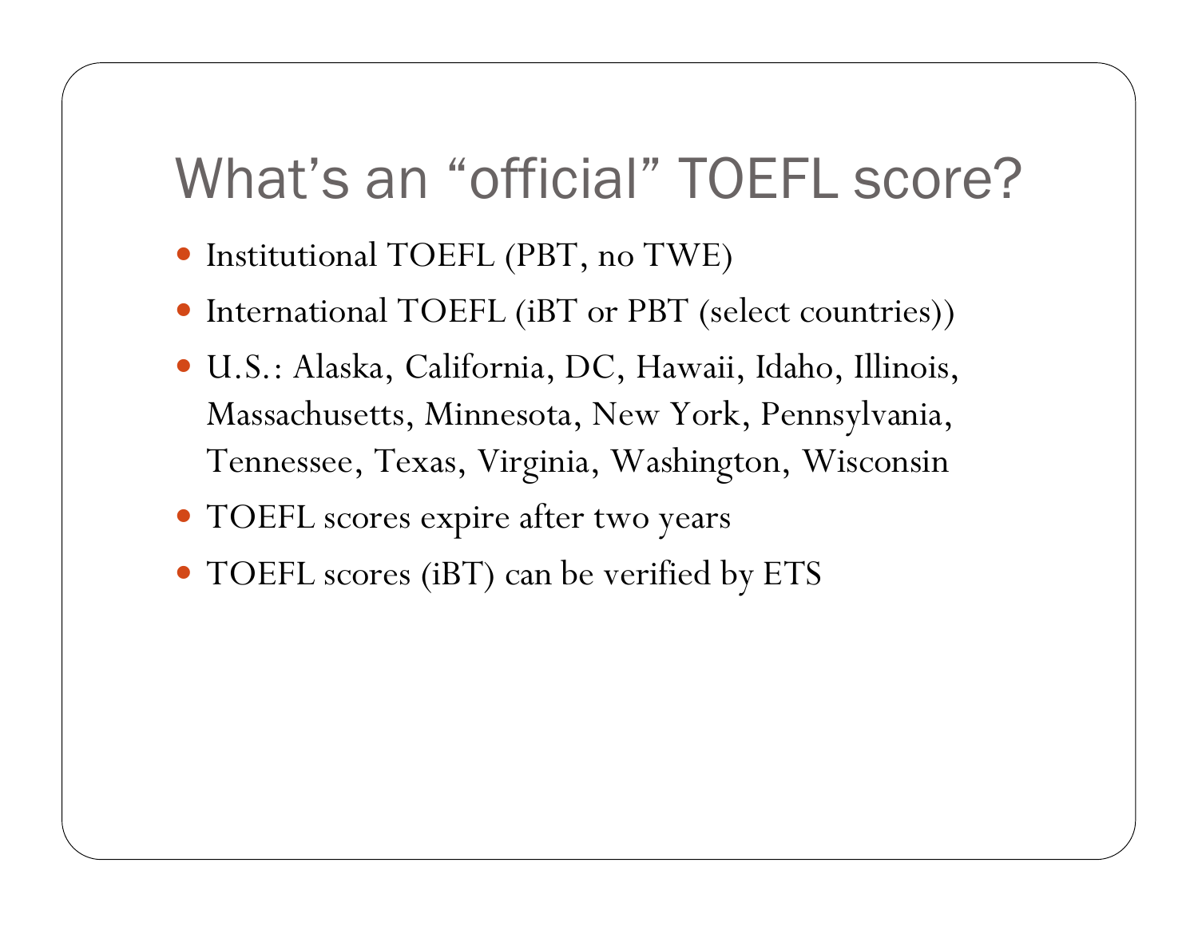# What's an "official" TOEFL score?

- Institutional TOEFL (PBT, no TWE)
- International TOEFL (iBT or PBT (select countries))
- U.S.: Alaska, California, DC, Hawaii, Idaho, Illinois, Massachusetts, Minnesota, New York, Pennsylvania, Tennessee, Texas, Virginia, Washington, Wisconsin
- TOEFL scores expire after two years
- TOEFL scores (iBT) can be verified by ETS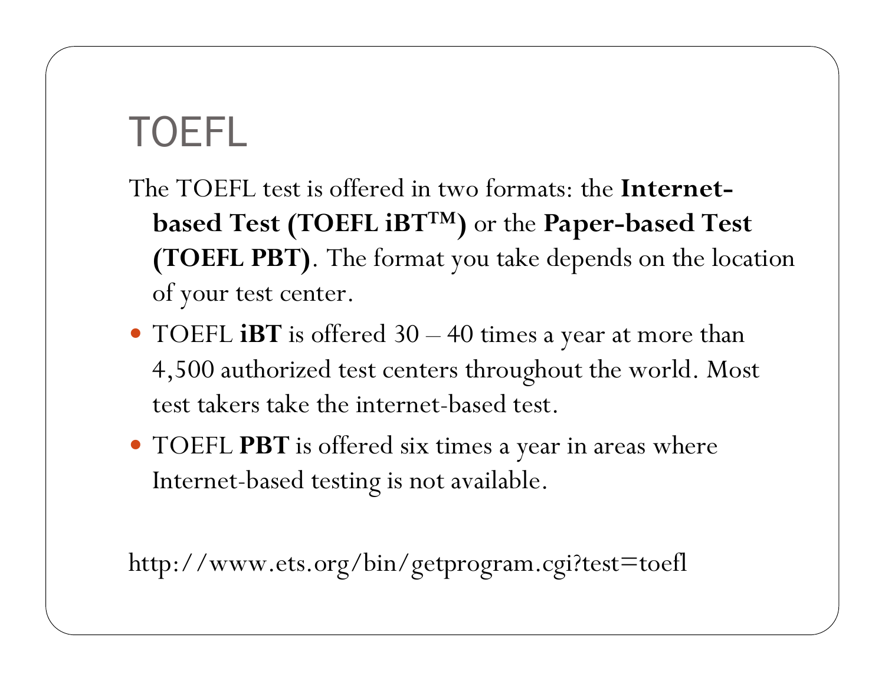# TOEFL

The TOEFL test is offered in two formats: the **Internet-based Test (TOEFL iBT™)** or the **Paper-based Test (TOEFL PBT)**. The format you take depends on the location of your test center.

- TOEFL **iBT** is offered 30 – 40 times a year at more than 4,500 authorized test centers throughout the world. Most test takers take the internet-based test.
- TOEFL **PBT** is offered six times a year in areas where Internet-based testing is not available.

http://www.ets.org/bin/getprogram.cgi?test=toefl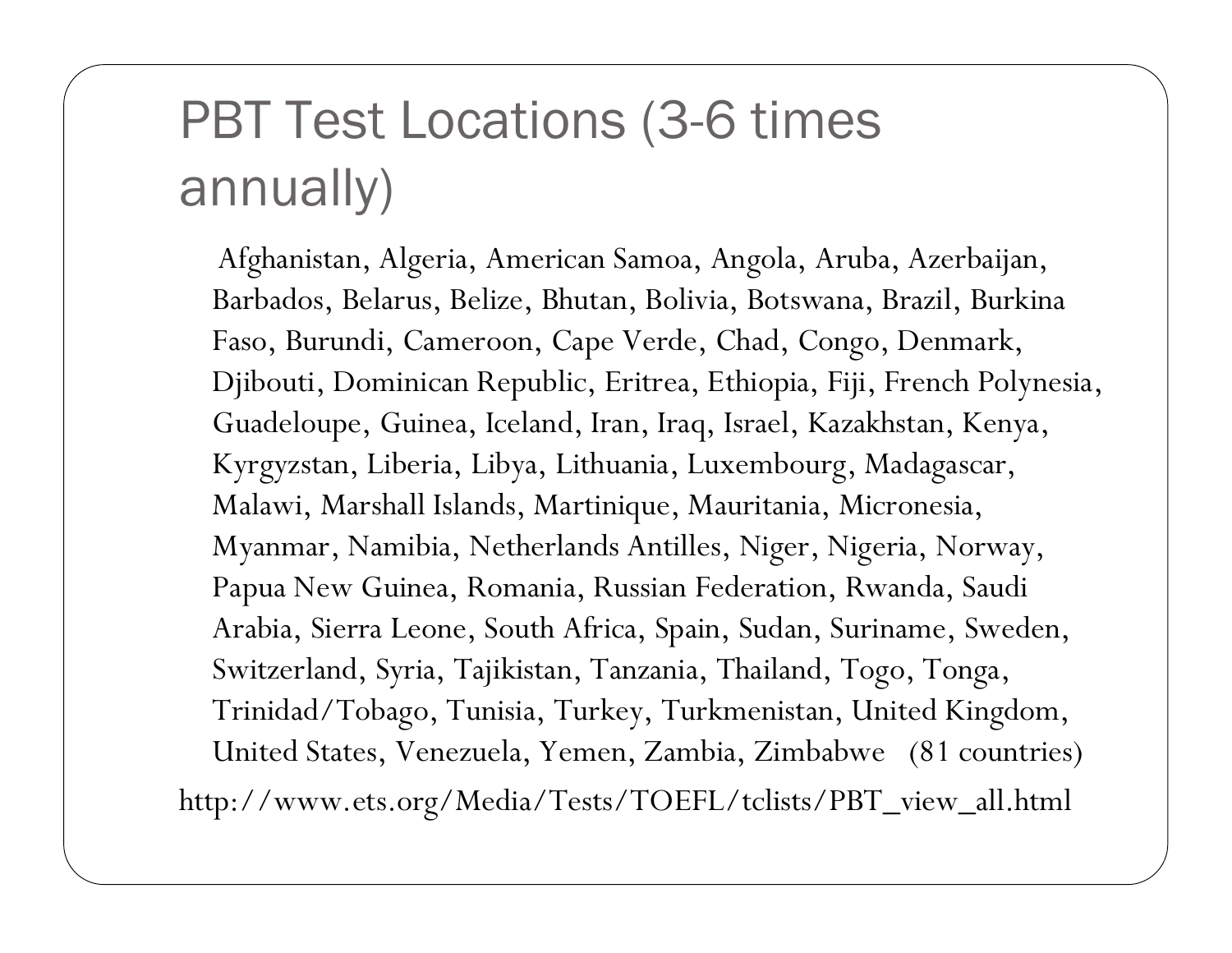# PBT Test Locations (3-6 times annually)

Afghanistan, Algeria, American Samoa, Angola, Aruba, Azerbaijan, Barbados, Belarus, Belize, Bhutan, Bolivia, Botswana, Brazil, Burkina Faso, Burundi, Cameroon, Cape Verde, Chad, Congo, Denmark, Djibouti, Dominican Republic, Eritrea, Ethiopia, Fiji, French Polynesia, Guadeloupe, Guinea, Iceland, Iran, Iraq, Israel, Kazakhstan, Kenya, Kyrgyzstan, Liberia, Libya, Lithuania, Luxembourg, Madagascar, Malawi, Marshall Islands, Martinique, Mauritania, Micronesia, Myanmar, Namibia, Netherlands Antilles, Niger, Nigeria, Norway, Papua New Guinea, Romania, Russian Federation, Rwanda, Saudi Arabia, Sierra Leone, South Africa, Spain, Sudan, Suriname, Sweden, Switzerland, Syria, Tajikistan, Tanzania, Thailand, Togo, Tonga, Trinidad/Tobago, Tunisia, Turkey, Turkmenistan, United Kingdom, United States, Venezuela, Yemen, Zambia, Zimbabwe (81 countries)

http://www.ets.org/Media/Tests/TOEFL/tclists/PBT_view_all.html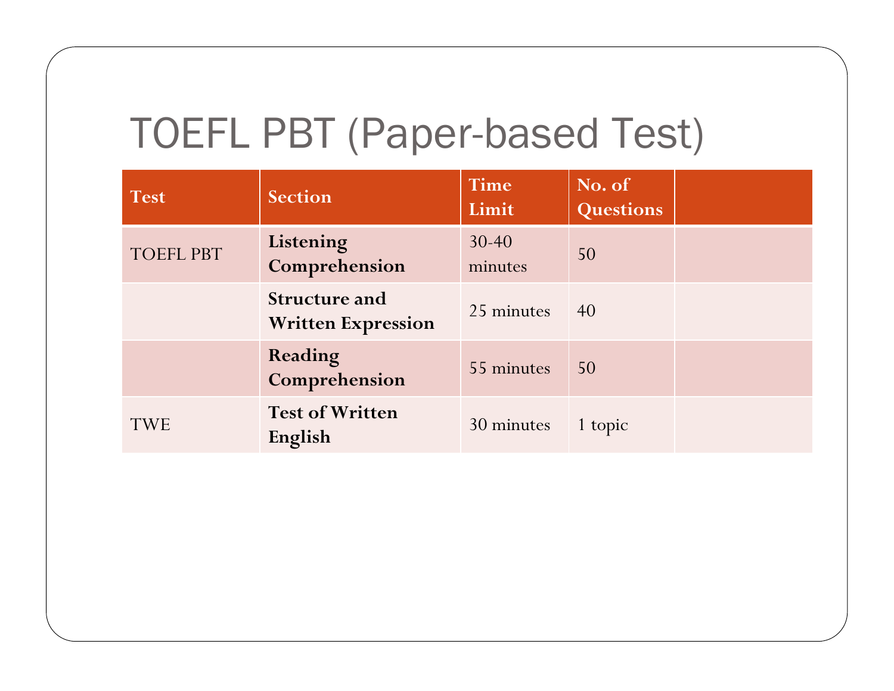# TOEFL PBT (Paper-based Test)

| Test | Section | Time Limit | No. of Questions | |
|---|---|---|---|---|
| TOEFL PBT | **Listening Comprehension** | 30-40 minutes | 50 | |
| | **Structure and Written Expression** | 25 minutes | 40 | |
| | **Reading Comprehension** | 55 minutes | 50 | |
| TWE | **Test of Written English** | 30 minutes | 1 topic | |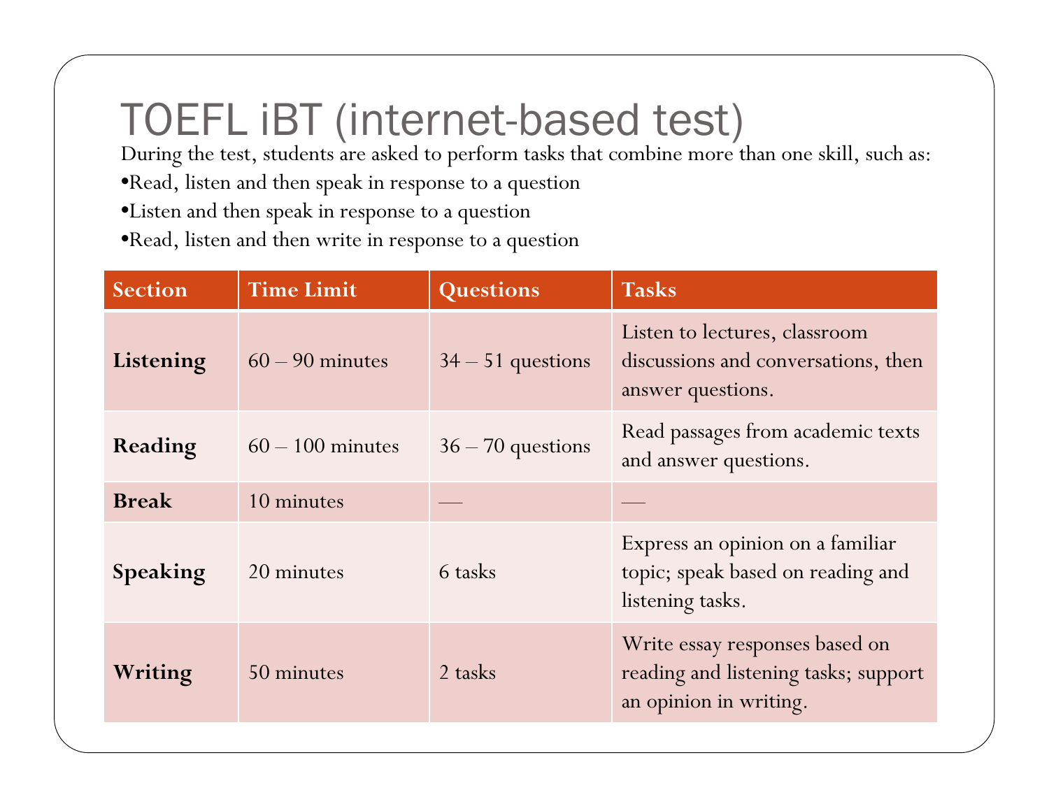# TOEFL iBT (internet-based test)

During the test, students are asked to perform tasks that combine more than one skill, such as:

- Read, listen and then speak in response to a question
- Listen and then speak in response to a question
- Read, listen and then write in response to a question

| Section | Time Limit | Questions | Tasks |
|---|---|---|---|
| **Listening** | 60 – 90 minutes | 34 – 51 questions | Listen to lectures, classroom discussions and conversations, then answer questions. |
| **Reading** | 60 – 100 minutes | 36 – 70 questions | Read passages from academic texts and answer questions. |
| **Break** | 10 minutes | — | — |
| **Speaking** | 20 minutes | 6 tasks | Express an opinion on a familiar topic; speak based on reading and listening tasks. |
| **Writing** | 50 minutes | 2 tasks | Write essay responses based on reading and listening tasks; support an opinion in writing. |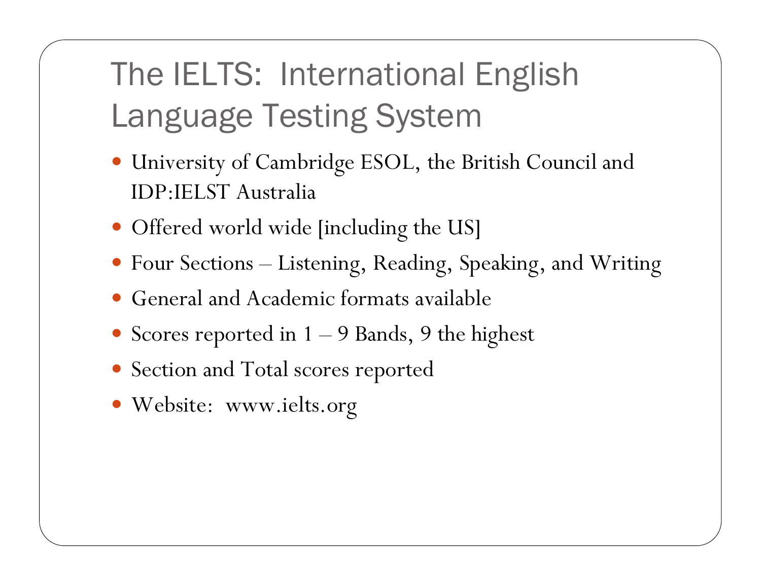# The IELTS: International English Language Testing System

- University of Cambridge ESOL, the British Council and IDP:IELST Australia
- Offered world wide [including the US]
- Four Sections – Listening, Reading, Speaking, and Writing
- General and Academic formats available
- Scores reported in 1 – 9 Bands, 9 the highest
- Section and Total scores reported
- Website: www.ielts.org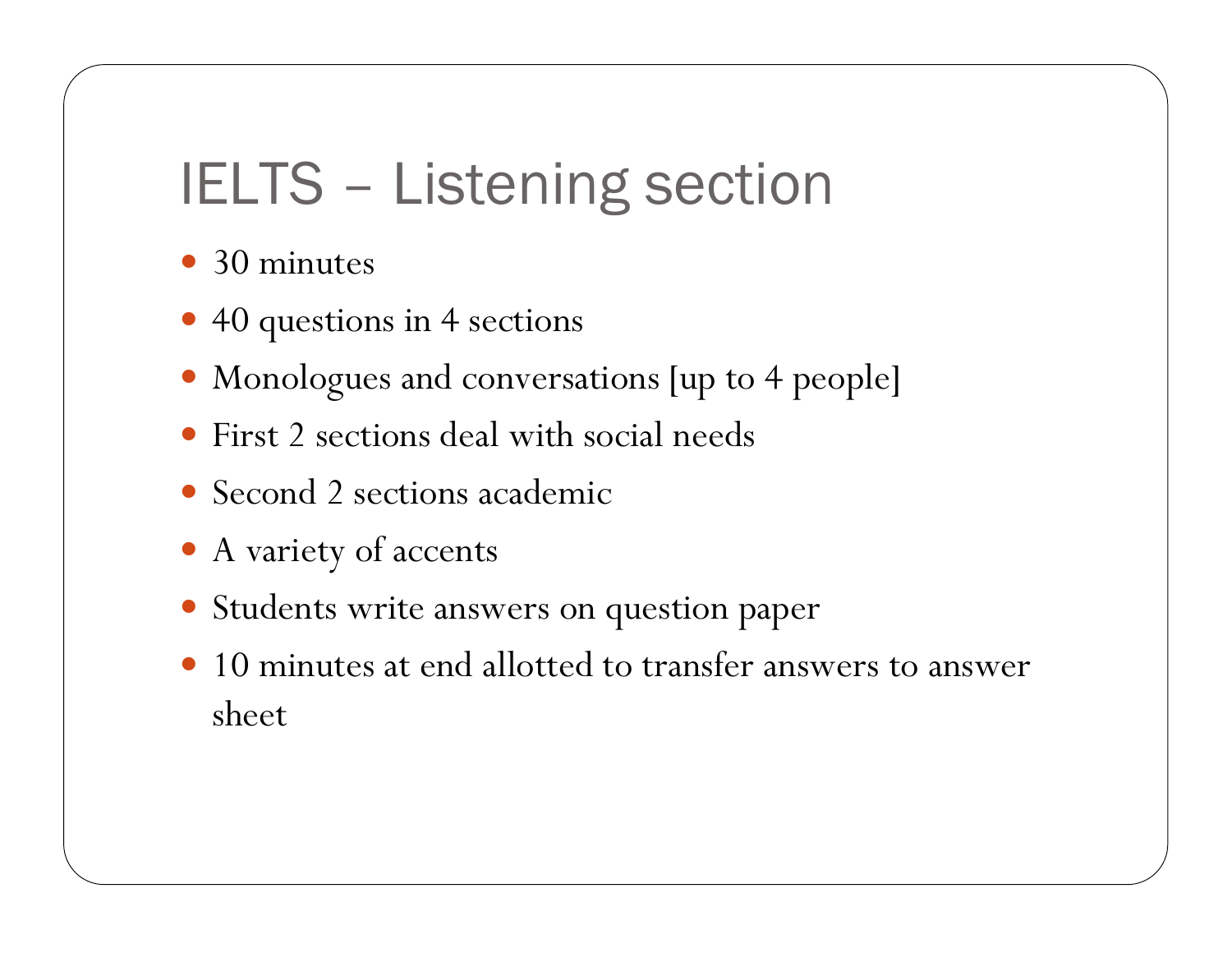# IELTS – Listening section

- 30 minutes
- 40 questions in 4 sections
- Monologues and conversations [up to 4 people]
- First 2 sections deal with social needs
- Second 2 sections academic
- A variety of accents
- Students write answers on question paper
- 10 minutes at end allotted to transfer answers to answer sheet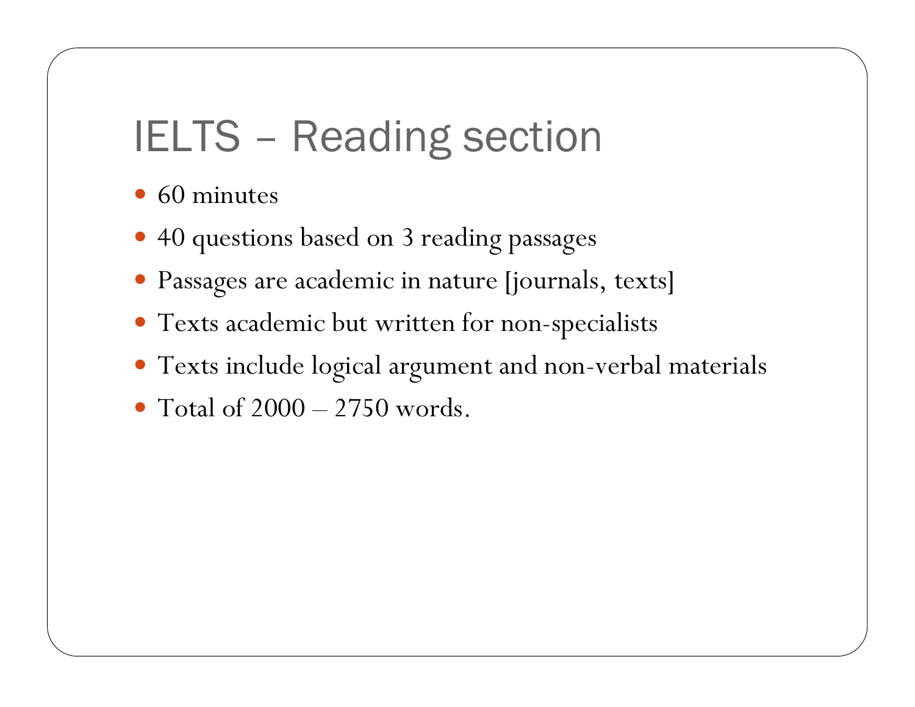# IELTS – Reading section

- 60 minutes
- 40 questions based on 3 reading passages
- Passages are academic in nature [journals, texts]
- Texts academic but written for non-specialists
- Texts include logical argument and non-verbal materials
- Total of 2000 – 2750 words.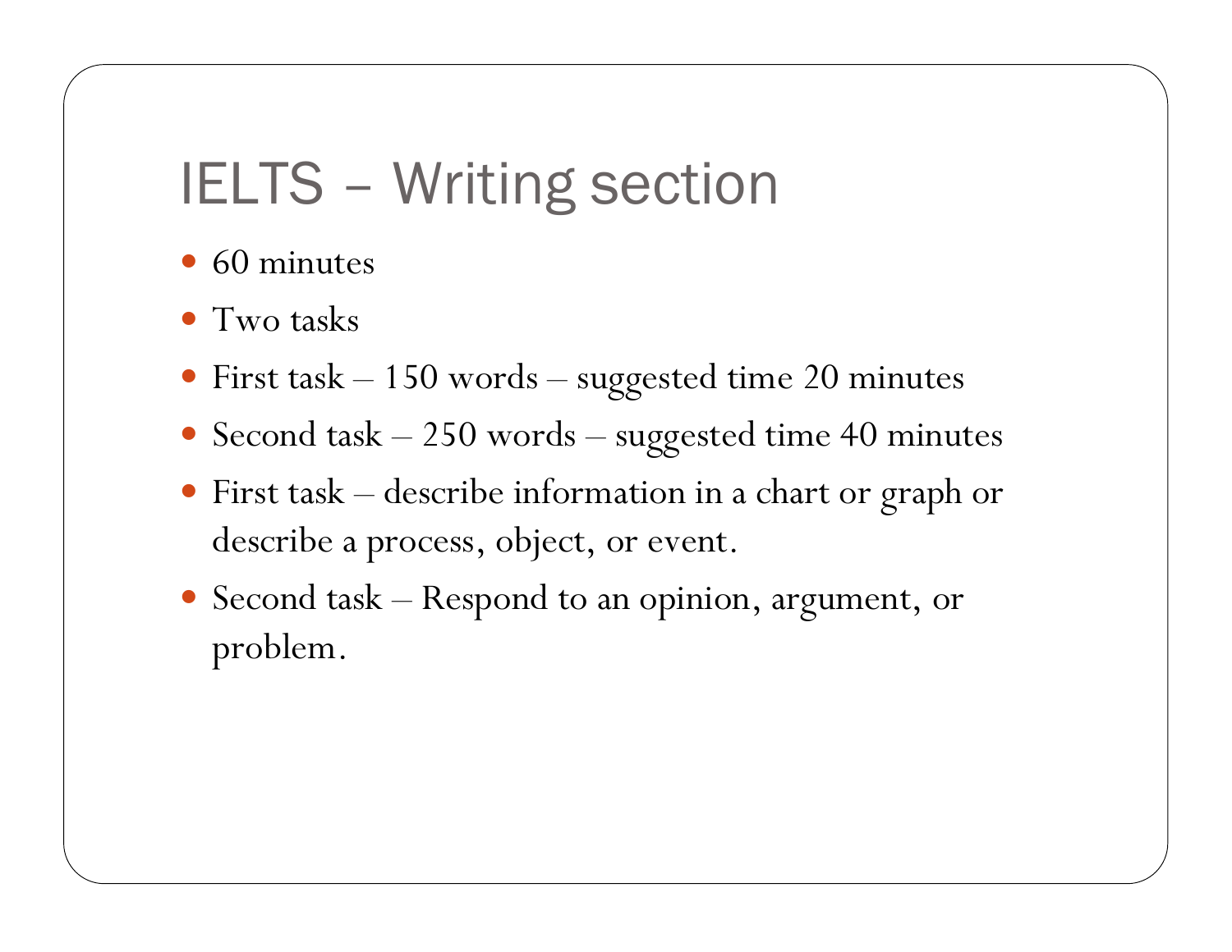# IELTS – Writing section

- 60 minutes
- Two tasks
- First task – 150 words – suggested time 20 minutes
- Second task – 250 words – suggested time 40 minutes
- First task – describe information in a chart or graph or describe a process, object, or event.
- Second task – Respond to an opinion, argument, or problem.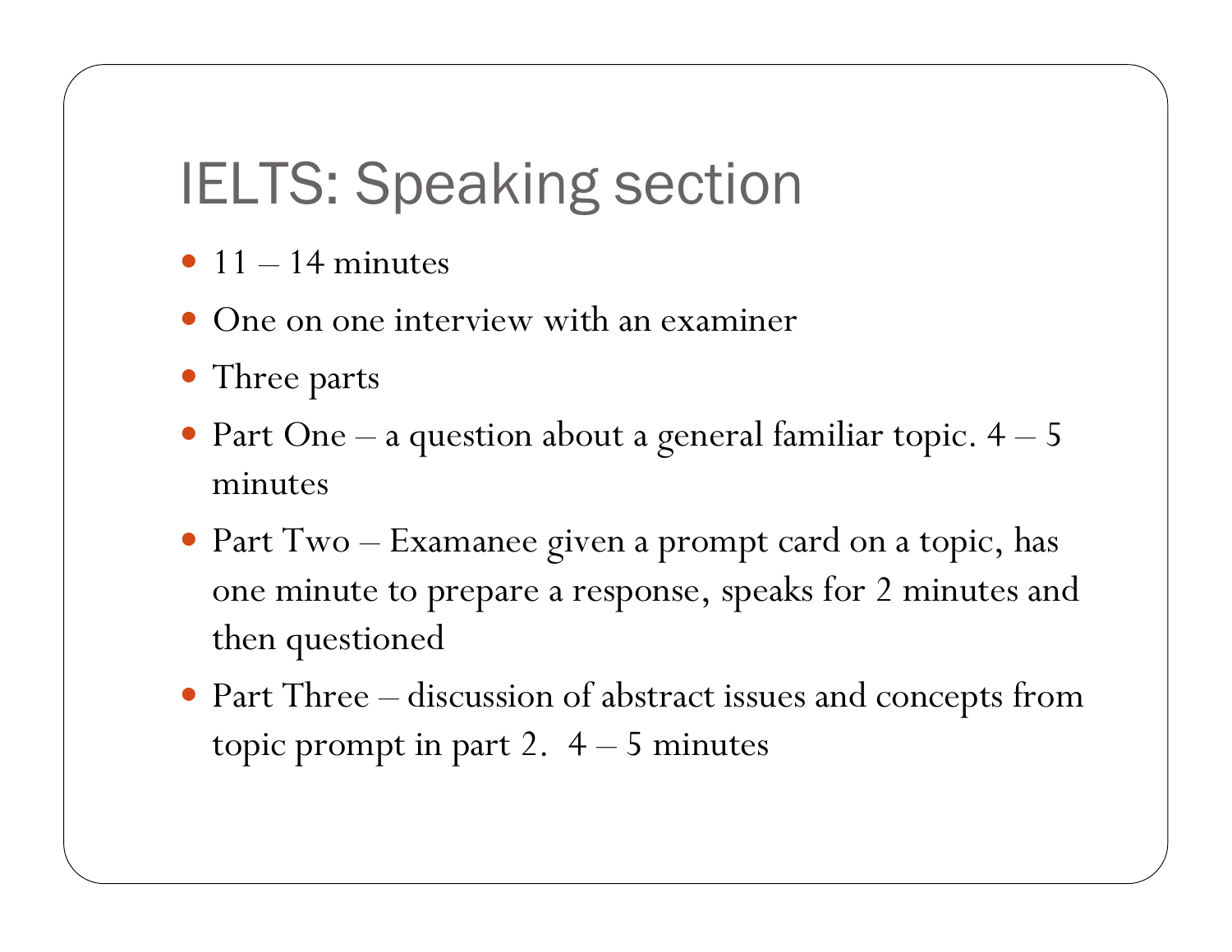# IELTS: Speaking section

- 11 – 14 minutes
- One on one interview with an examiner
- Three parts
- Part One – a question about a general familiar topic. 4 – 5 minutes
- Part Two – Examanee given a prompt card on a topic, has one minute to prepare a response, speaks for 2 minutes and then questioned
- Part Three – discussion of abstract issues and concepts from topic prompt in part 2. 4 – 5 minutes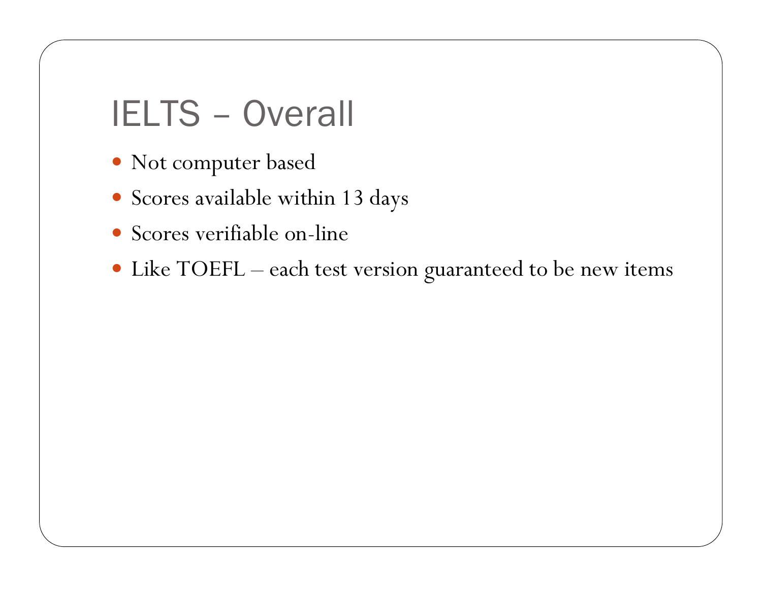# IELTS – Overall

- Not computer based
- Scores available within 13 days
- Scores verifiable on-line
- Like TOEFL – each test version guaranteed to be new items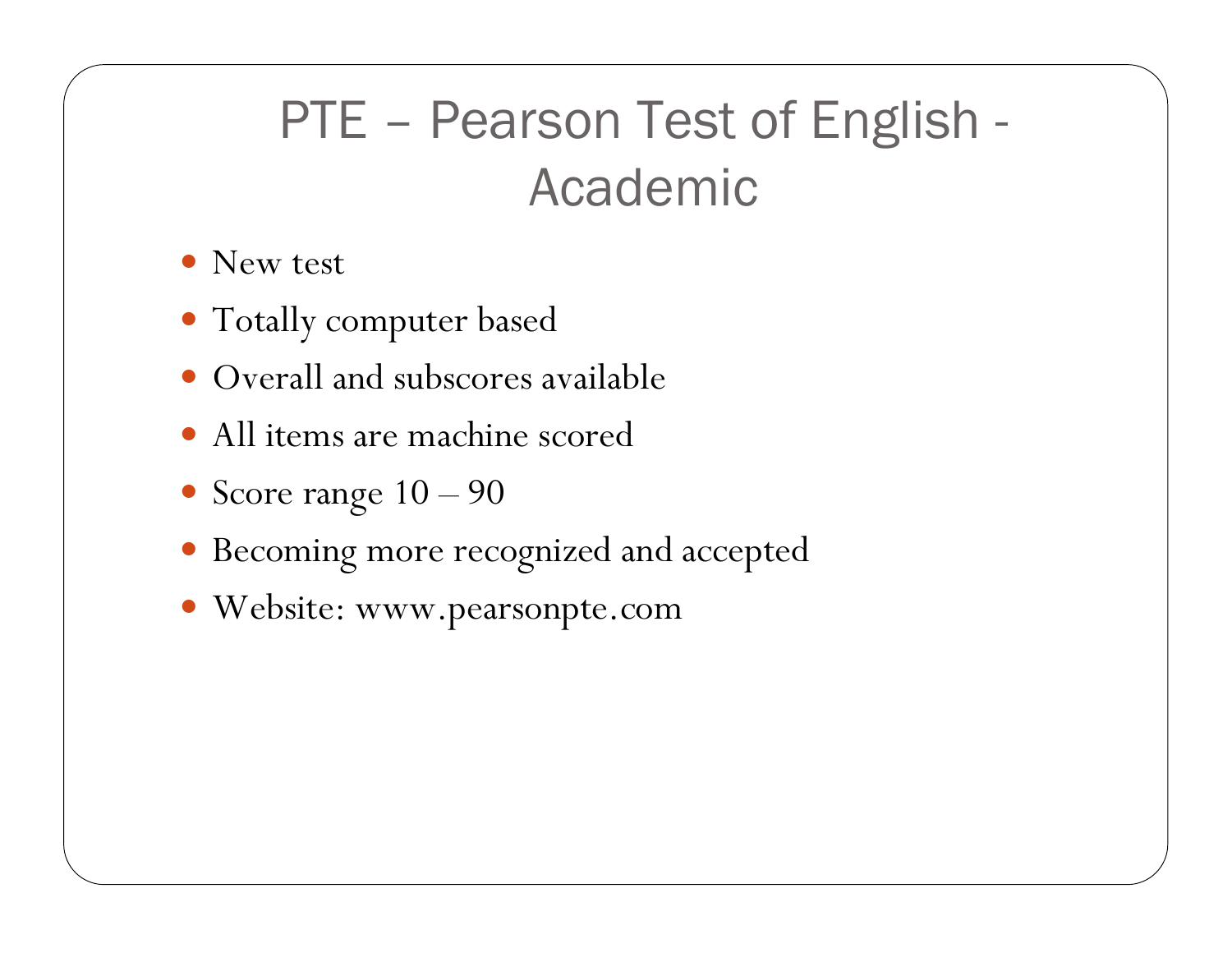# PTE – Pearson Test of English - Academic

- New test
- Totally computer based
- Overall and subscores available
- All items are machine scored
- Score range 10 – 90
- Becoming more recognized and accepted
- Website: www.pearsonpte.com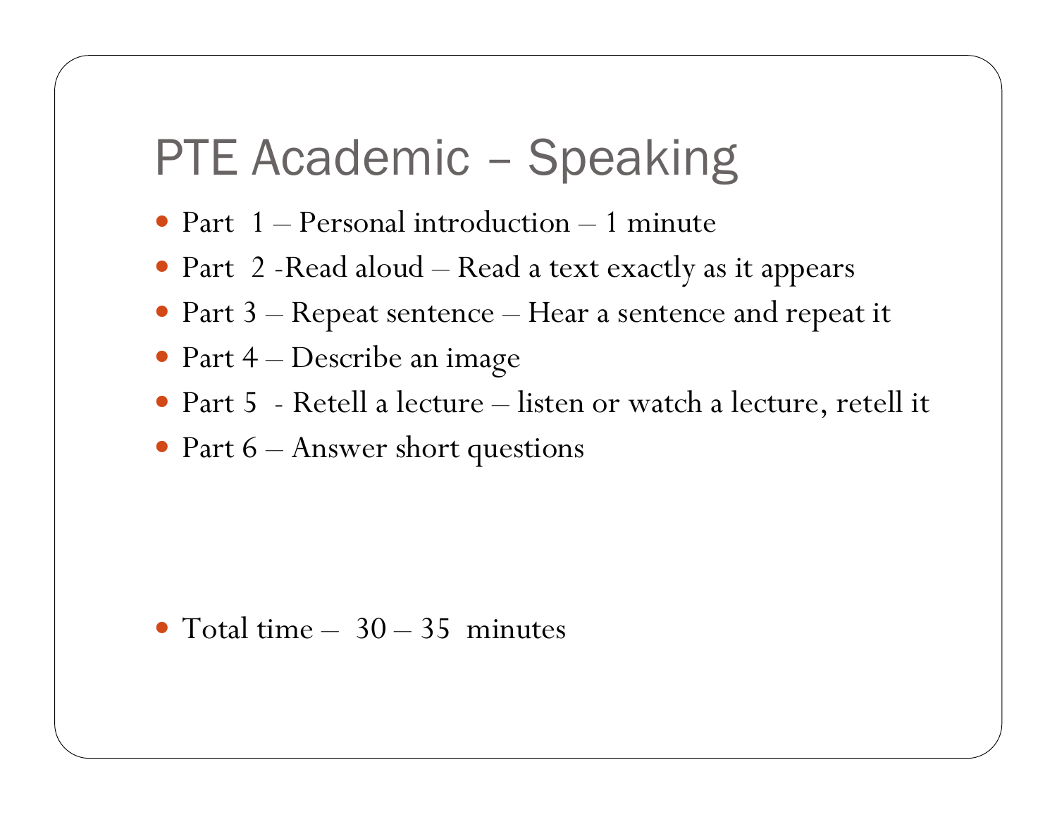# PTE Academic – Speaking

- Part 1 – Personal introduction – 1 minute
- Part 2 -Read aloud – Read a text exactly as it appears
- Part 3 – Repeat sentence – Hear a sentence and repeat it
- Part 4 – Describe an image
- Part 5 - Retell a lecture – listen or watch a lecture, retell it
- Part 6 – Answer short questions

- Total time – 30 – 35 minutes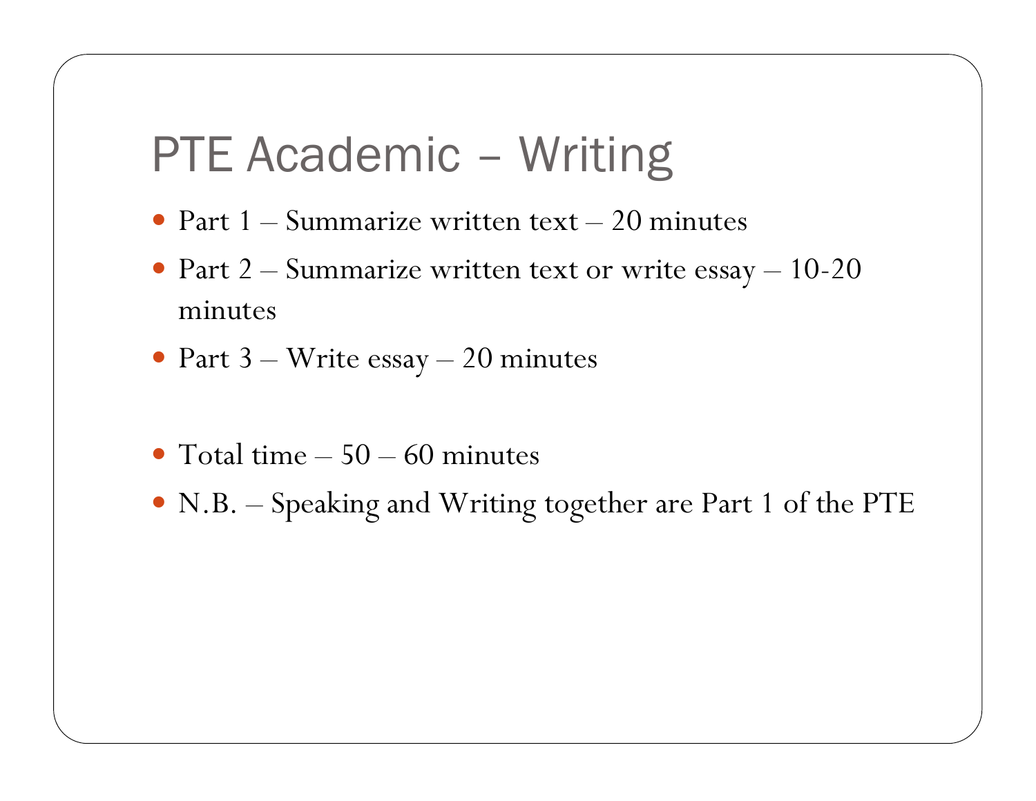# PTE Academic – Writing

- Part 1 – Summarize written text – 20 minutes
- Part 2 – Summarize written text or write essay – 10-20 minutes
- Part 3 – Write essay – 20 minutes

- Total time – 50 – 60 minutes
- N.B. – Speaking and Writing together are Part 1 of the PTE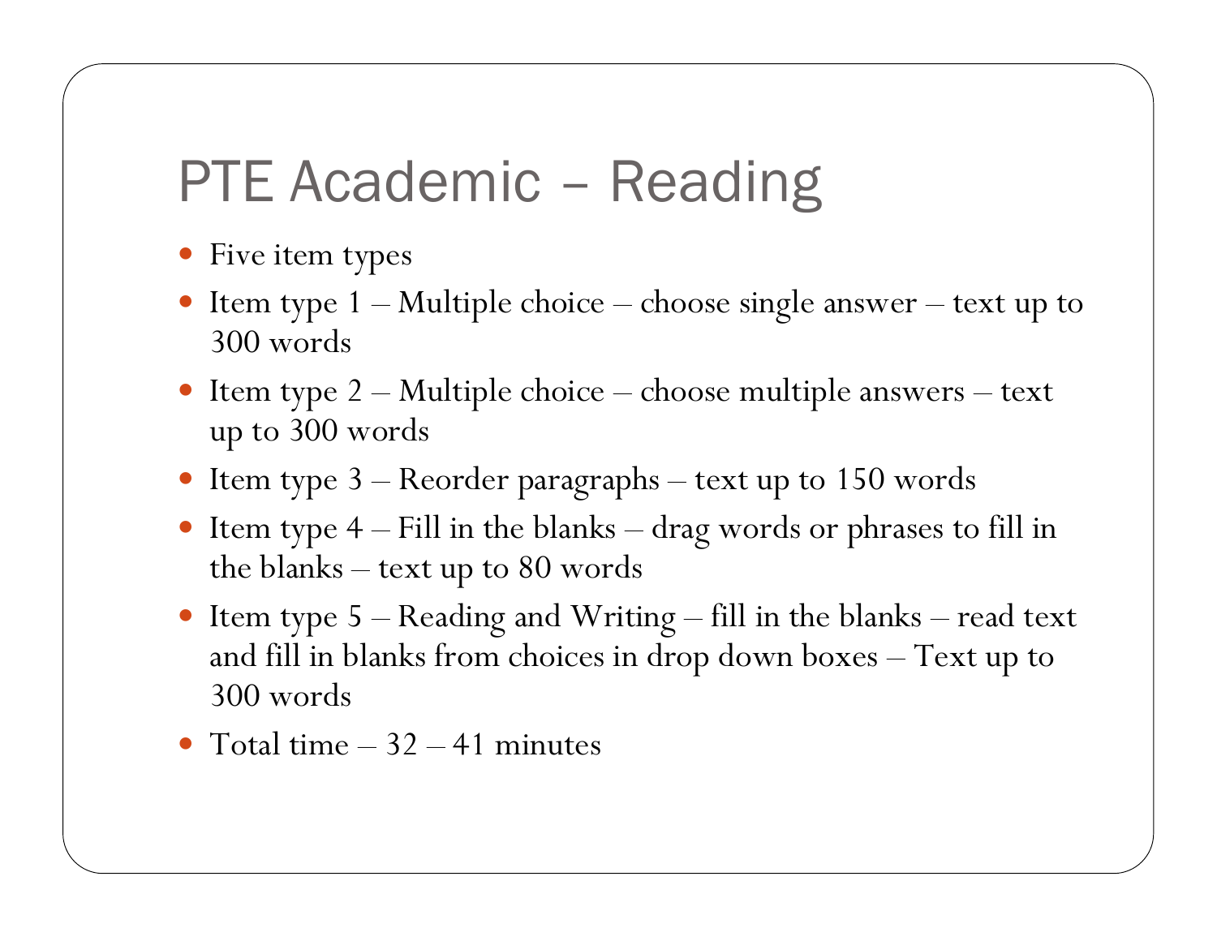# PTE Academic – Reading

- Five item types
- Item type 1 – Multiple choice – choose single answer – text up to 300 words
- Item type 2 – Multiple choice – choose multiple answers – text up to 300 words
- Item type 3 – Reorder paragraphs – text up to 150 words
- Item type 4 – Fill in the blanks – drag words or phrases to fill in the blanks – text up to 80 words
- Item type 5 – Reading and Writing – fill in the blanks – read text and fill in blanks from choices in drop down boxes – Text up to 300 words
- Total time – 32 – 41 minutes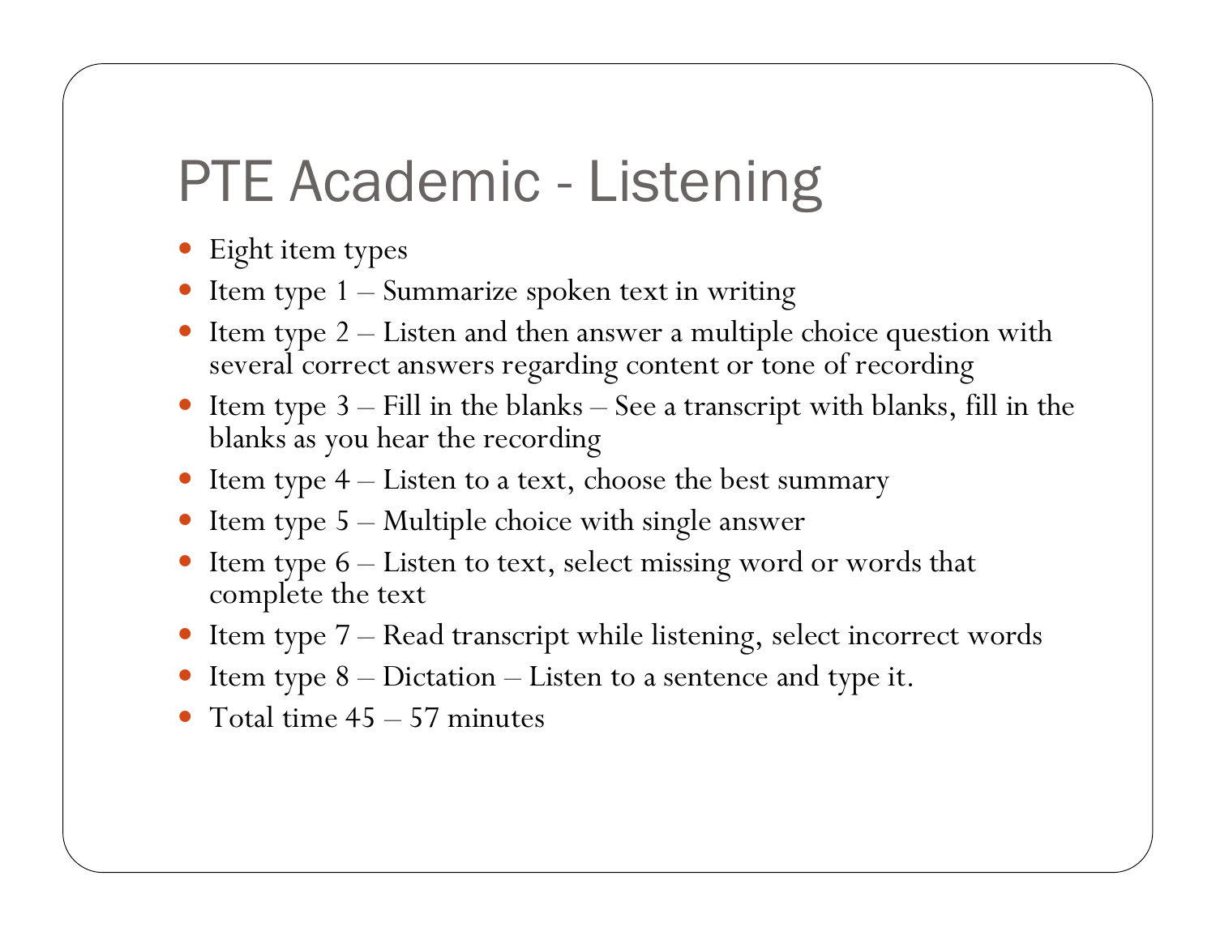# PTE Academic - Listening

- Eight item types
- Item type 1 – Summarize spoken text in writing
- Item type 2 – Listen and then answer a multiple choice question with several correct answers regarding content or tone of recording
- Item type 3 – Fill in the blanks – See a transcript with blanks, fill in the blanks as you hear the recording
- Item type 4 – Listen to a text, choose the best summary
- Item type 5 – Multiple choice with single answer
- Item type 6 – Listen to text, select missing word or words that complete the text
- Item type 7 – Read transcript while listening, select incorrect words
- Item type 8 – Dictation – Listen to a sentence and type it.
- Total time 45 – 57 minutes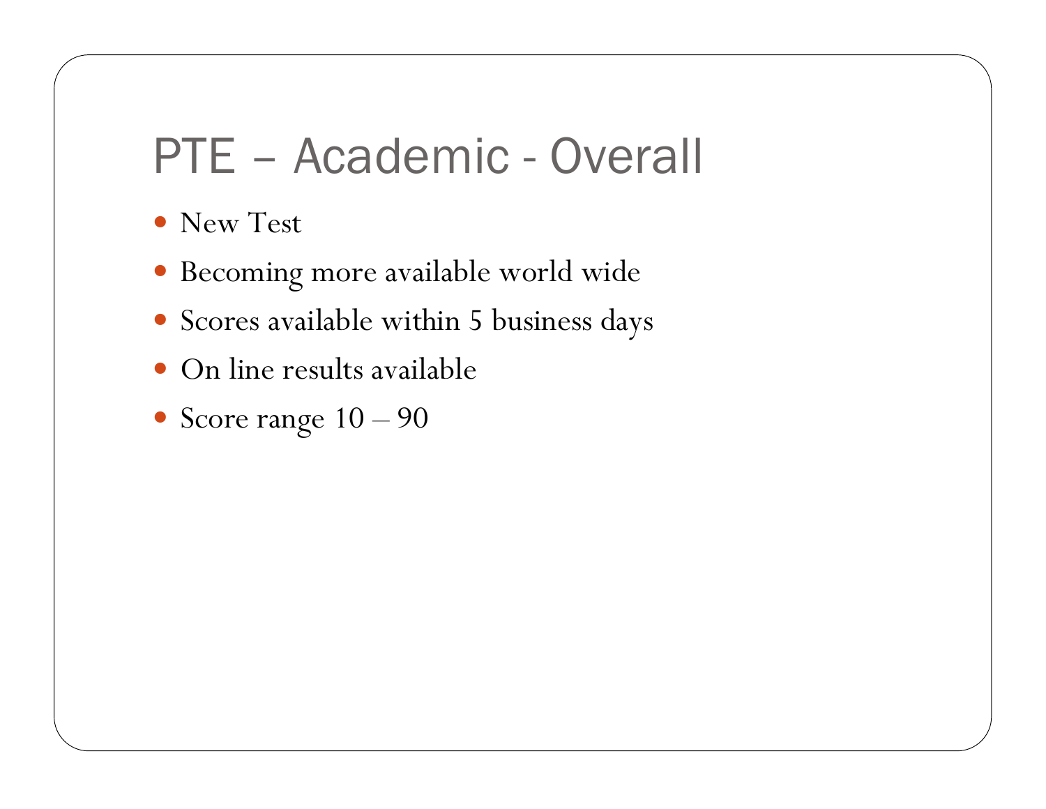# PTE – Academic - Overall

- New Test
- Becoming more available world wide
- Scores available within 5 business days
- On line results available
- Score range 10 – 90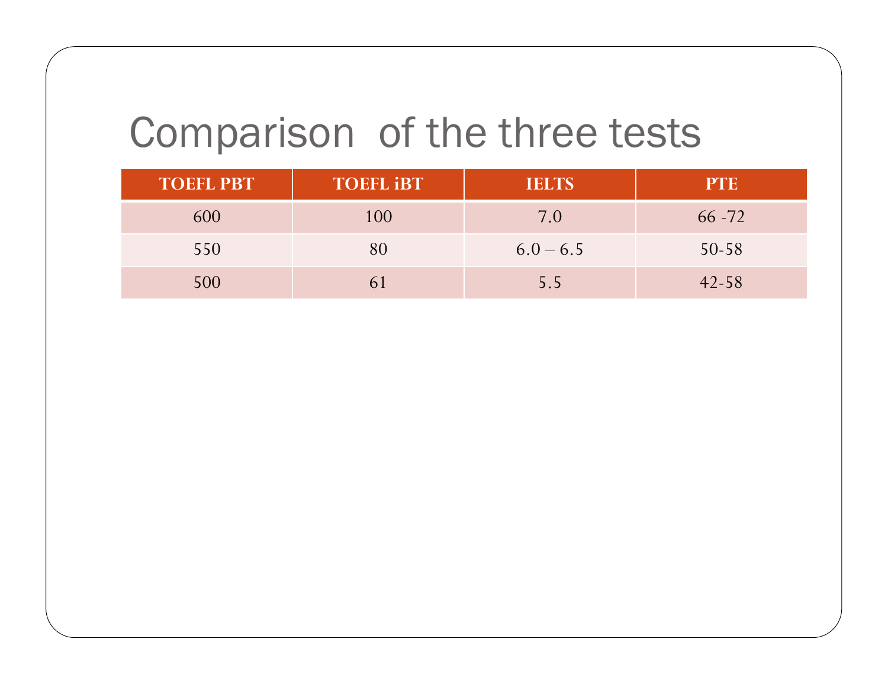# Comparison of the three tests

| TOEFL PBT | TOEFL iBT | IELTS | PTE |
|---|---|---|---|
| 600 | 100 | 7.0 | 66 -72 |
| 550 | 80 | 6.0 – 6.5 | 50-58 |
| 500 | 61 | 5.5 | 42-58 |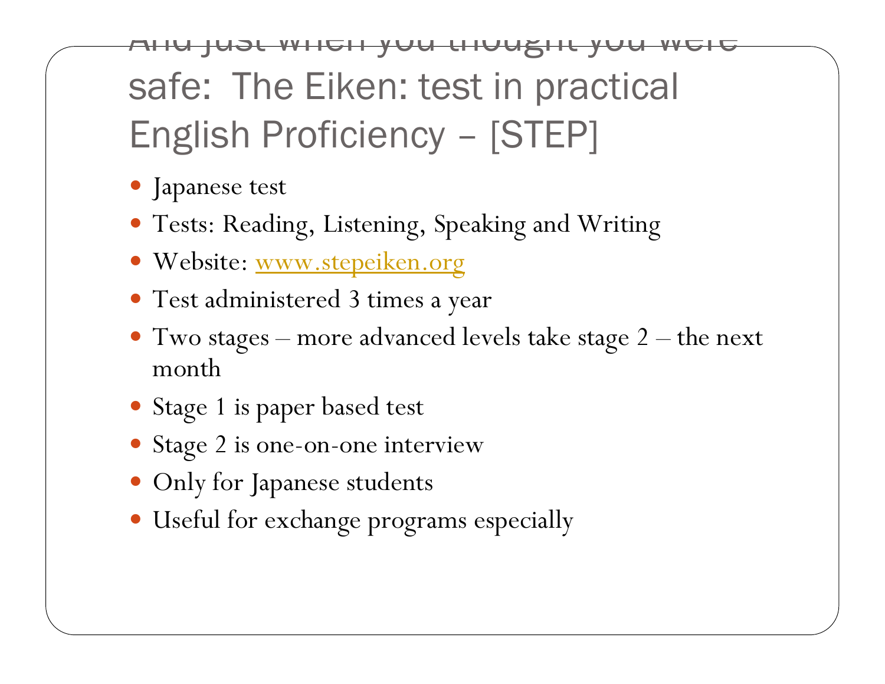# And just when you thought you were safe: The Eiken: test in practical English Proficiency – [STEP]

- Japanese test
- Tests: Reading, Listening, Speaking and Writing
- Website: www.stepeiken.org
- Test administered 3 times a year
- Two stages – more advanced levels take stage 2 – the next month
- Stage 1 is paper based test
- Stage 2 is one-on-one interview
- Only for Japanese students
- Useful for exchange programs especially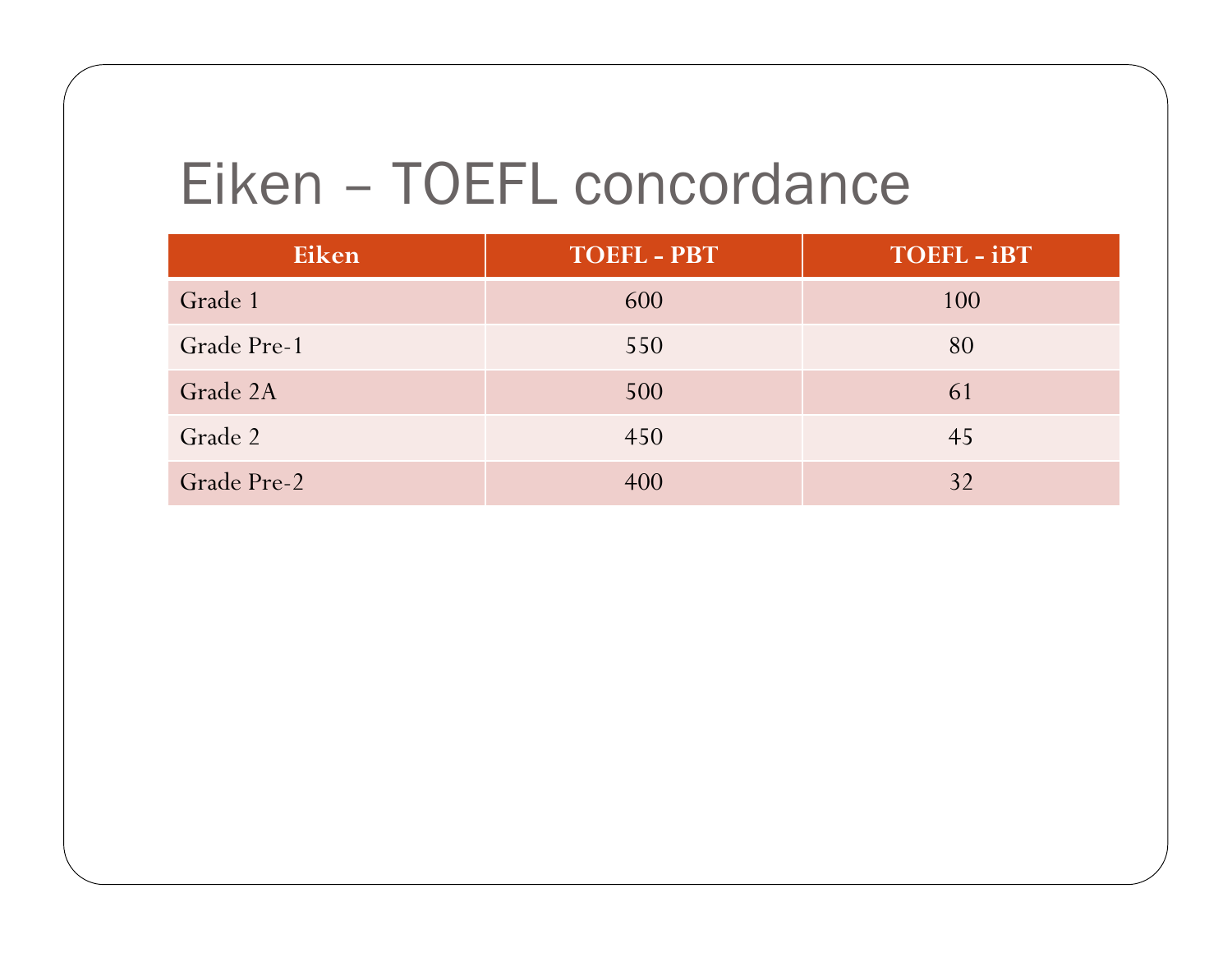# Eiken – TOEFL concordance

| Eiken | TOEFL - PBT | TOEFL - iBT |
|---|---|---|
| Grade 1 | 600 | 100 |
| Grade Pre-1 | 550 | 80 |
| Grade 2A | 500 | 61 |
| Grade 2 | 450 | 45 |
| Grade Pre-2 | 400 | 32 |